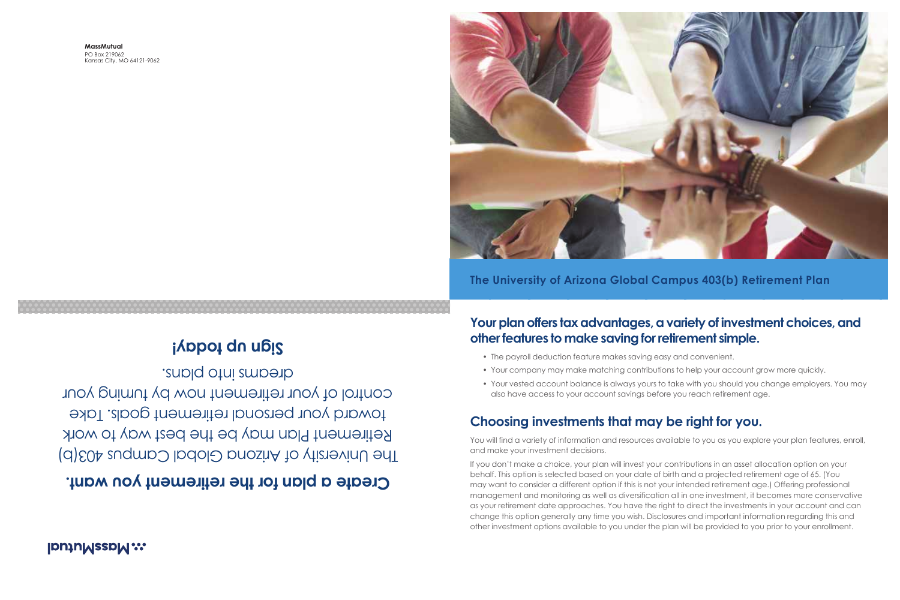**MassMutual**
PO Box 219062
Kansas City, MO 64121-9062

# Create a plan for the retirement you want.

The University of Arizona Global Campus 403(b) Retirement Plan may be the best way to work toward your personal retirement goals. Take control of your retirement now by turning your dreams into plans.

## Sign up today!

MassMutual

## The University of Arizona Global Campus 403(b) Retirement Plan

## Your plan offers tax advantages, a variety of investment choices, and other features to make saving for retirement simple.

- The payroll deduction feature makes saving easy and convenient.
- Your company may make matching contributions to help your account grow more quickly.
- Your vested account balance is always yours to take with you should you change employers. You may also have access to your account savings before you reach retirement age.

## Choosing investments that may be right for you.

You will find a variety of information and resources available to you as you explore your plan features, enroll, and make your investment decisions.

If you don't make a choice, your plan will invest your contributions in an asset allocation option on your behalf. This option is selected based on your date of birth and a projected retirement age of 65. (You may want to consider a different option if this is not your intended retirement age.) Offering professional management and monitoring as well as diversification all in one investment, it becomes more conservative as your retirement date approaches. You have the right to direct the investments in your account and can change this option generally any time you wish. Disclosures and important information regarding this and other investment options available to you under the plan will be provided to you prior to your enrollment.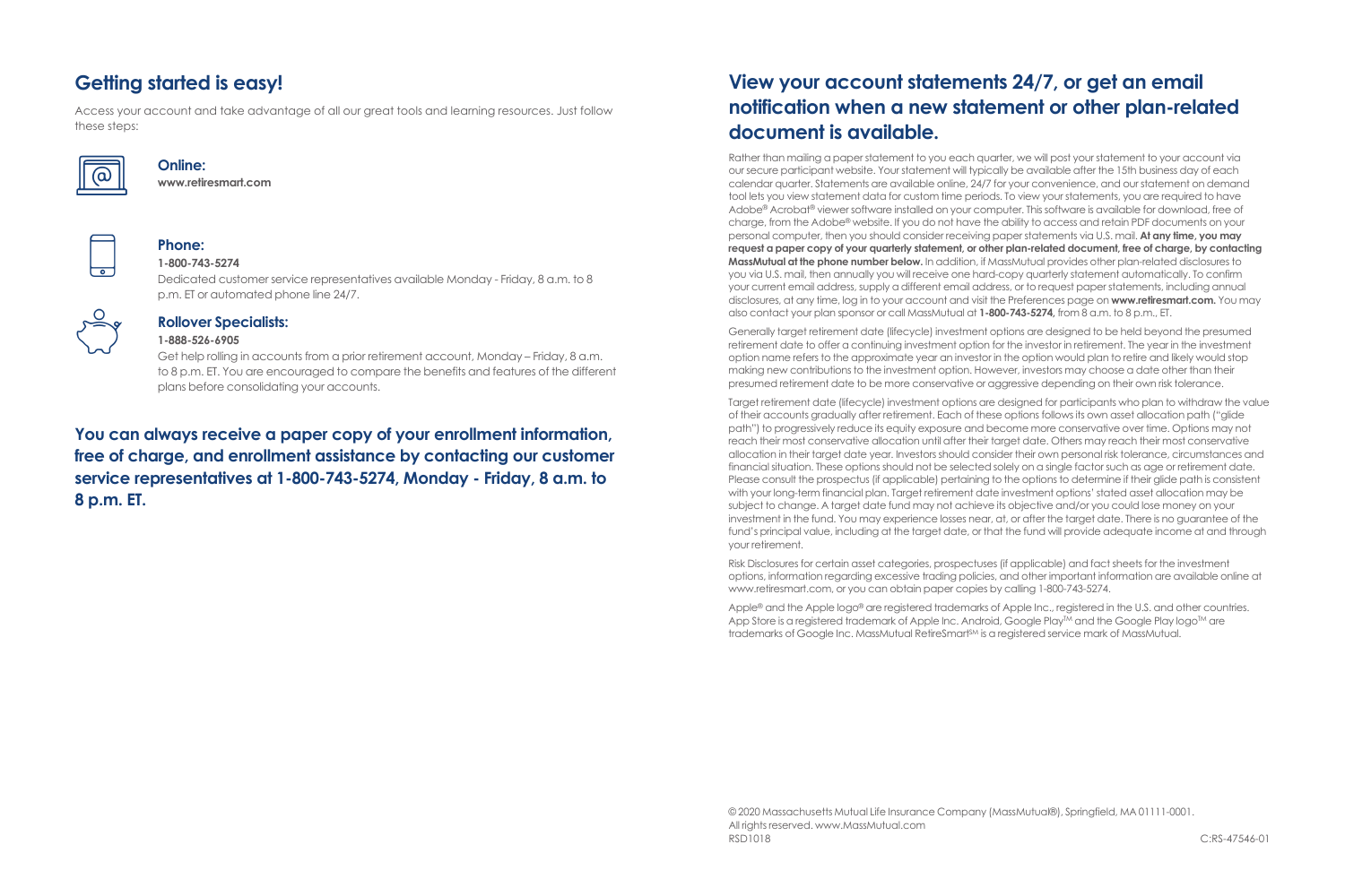## Getting started is easy!

Access your account and take advantage of all our great tools and learning resources. Just follow these steps:

**Online:**
**www.retiresmart.com**

**Phone:**
**1-800-743-5274**
Dedicated customer service representatives available Monday - Friday, 8 a.m. to 8 p.m. ET or automated phone line 24/7.

**Rollover Specialists:**
**1-888-526-6905**
Get help rolling in accounts from a prior retirement account, Monday – Friday, 8 a.m. to 8 p.m. ET. You are encouraged to compare the benefits and features of the different plans before consolidating your accounts.

**You can always receive a paper copy of your enrollment information, free of charge, and enrollment assistance by contacting our customer service representatives at 1-800-743-5274, Monday - Friday, 8 a.m. to 8 p.m. ET.**

## View your account statements 24/7, or get an email notification when a new statement or other plan-related document is available.

Rather than mailing a paper statement to you each quarter, we will post your statement to your account via our secure participant website. Your statement will typically be available after the 15th business day of each calendar quarter. Statements are available online, 24/7 for your convenience, and our statement on demand tool lets you view statement data for custom time periods. To view your statements, you are required to have Adobe® Acrobat® viewer software installed on your computer. This software is available for download, free of charge, from the Adobe® website. If you do not have the ability to access and retain PDF documents on your personal computer, then you should consider receiving paper statements via U.S. mail. **At any time, you may request a paper copy of your quarterly statement, or other plan-related document, free of charge, by contacting MassMutual at the phone number below.** In addition, if MassMutual provides other plan-related disclosures to you via U.S. mail, then annually you will receive one hard-copy quarterly statement automatically. To confirm your current email address, supply a different email address, or to request paper statements, including annual disclosures, at any time, log in to your account and visit the Preferences page on **www.retiresmart.com.** You may also contact your plan sponsor or call MassMutual at **1-800-743-5274,** from 8 a.m. to 8 p.m., ET.

Generally target retirement date (lifecycle) investment options are designed to be held beyond the presumed retirement date to offer a continuing investment option for the investor in retirement. The year in the investment option name refers to the approximate year an investor in the option would plan to retire and likely would stop making new contributions to the investment option. However, investors may choose a date other than their presumed retirement date to be more conservative or aggressive depending on their own risk tolerance.

Target retirement date (lifecycle) investment options are designed for participants who plan to withdraw the value of their accounts gradually after retirement. Each of these options follows its own asset allocation path ("glide path") to progressively reduce its equity exposure and become more conservative over time. Options may not reach their most conservative allocation until after their target date. Others may reach their most conservative allocation in their target date year. Investors should consider their own personal risk tolerance, circumstances and financial situation. These options should not be selected solely on a single factor such as age or retirement date. Please consult the prospectus (if applicable) pertaining to the options to determine if their glide path is consistent with your long-term financial plan. Target retirement date investment options' stated asset allocation may be subject to change. A target date fund may not achieve its objective and/or you could lose money on your investment in the fund. You may experience losses near, at, or after the target date. There is no guarantee of the fund's principal value, including at the target date, or that the fund will provide adequate income at and through your retirement.

Risk Disclosures for certain asset categories, prospectuses (if applicable) and fact sheets for the investment options, information regarding excessive trading policies, and other important information are available online at www.retiresmart.com, or you can obtain paper copies by calling 1-800-743-5274.

Apple® and the Apple logo® are registered trademarks of Apple Inc., registered in the U.S. and other countries. App Store is a registered trademark of Apple Inc. Android, Google Play™ and the Google Play logo™ are trademarks of Google Inc. MassMutual RetireSmart℠ is a registered service mark of MassMutual.

© 2020 Massachusetts Mutual Life Insurance Company (MassMutual®), Springfield, MA 01111-0001.
All rights reserved. www.MassMutual.com
RSD1018 C:RS-47546-01